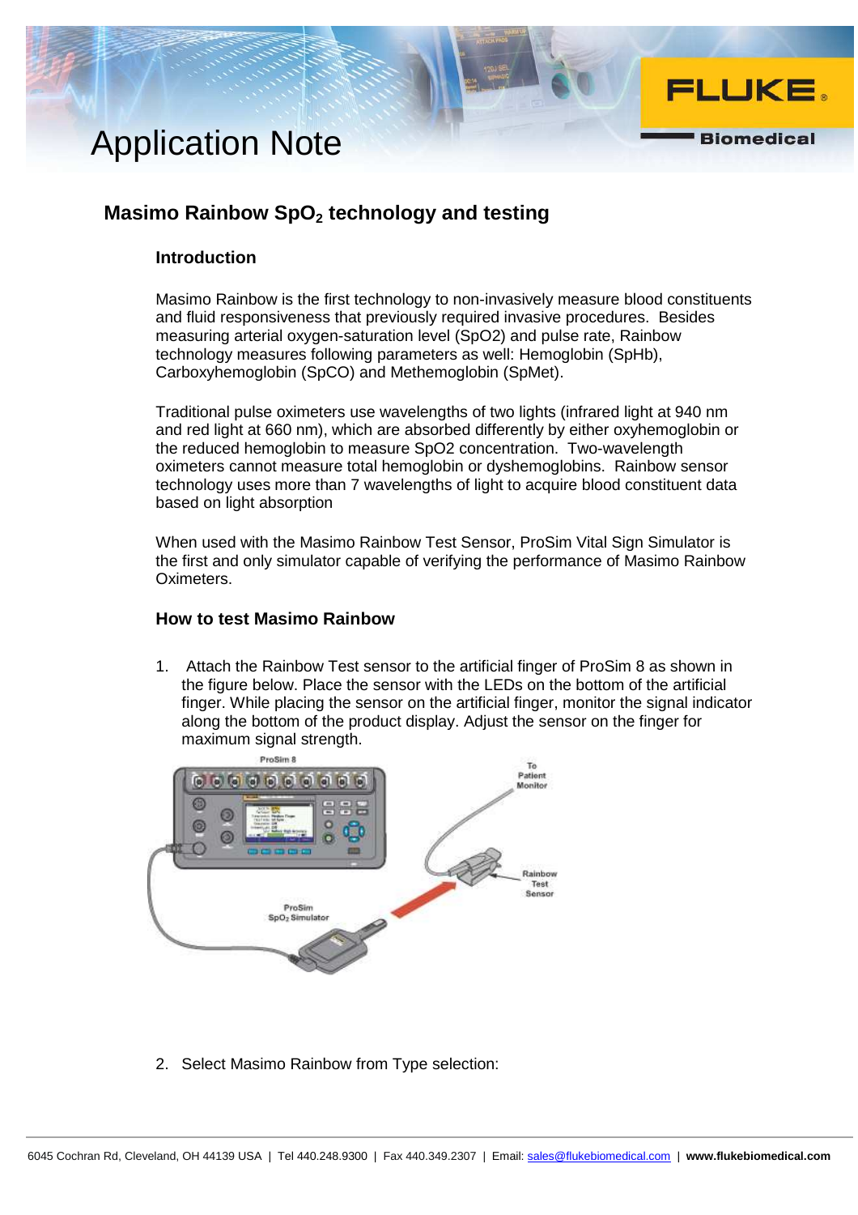# Application Note

## Masimo Rainbow $SpO_2$ technology and testing

### Introduction

Masimo Rainbow is the first technology to non-invasively measure blood constituents and fluid responsiveness that previously required invasive procedures. Besides measuring arterial oxygen-saturation level (SpO2) and pulse rate, Rainbow technology measures following parameters as well: Hemoglobin (SpHb), Carboxyhemoglobin (SpCO) and Methemoglobin (SpMet).

Traditional pulse oximeters use wavelengths of two lights (infrared light at 940 nm and red light at 660 nm), which are absorbed differently by either oxyhemoglobin or the reduced hemoglobin to measure SpO2 concentration. Two-wavelength oximeters cannot measure total hemoglobin or dyshemoglobins. Rainbow sensor technology uses more than 7 wavelengths of light to acquire blood constituent data based on light absorption

When used with the Masimo Rainbow Test Sensor, ProSim Vital Sign Simulator is the first and only simulator capable of verifying the performance of Masimo Rainbow Oximeters.

### How to test Masimo Rainbow

1. Attach the Rainbow Test sensor to the artificial finger of ProSim 8 as shown in the figure below. Place the sensor with the LEDs on the bottom of the artificial finger. While placing the sensor on the artificial finger, monitor the signal indicator along the bottom of the product display. Adjust the sensor on the finger for maximum signal strength.

2. Select Masimo Rainbow from Type selection: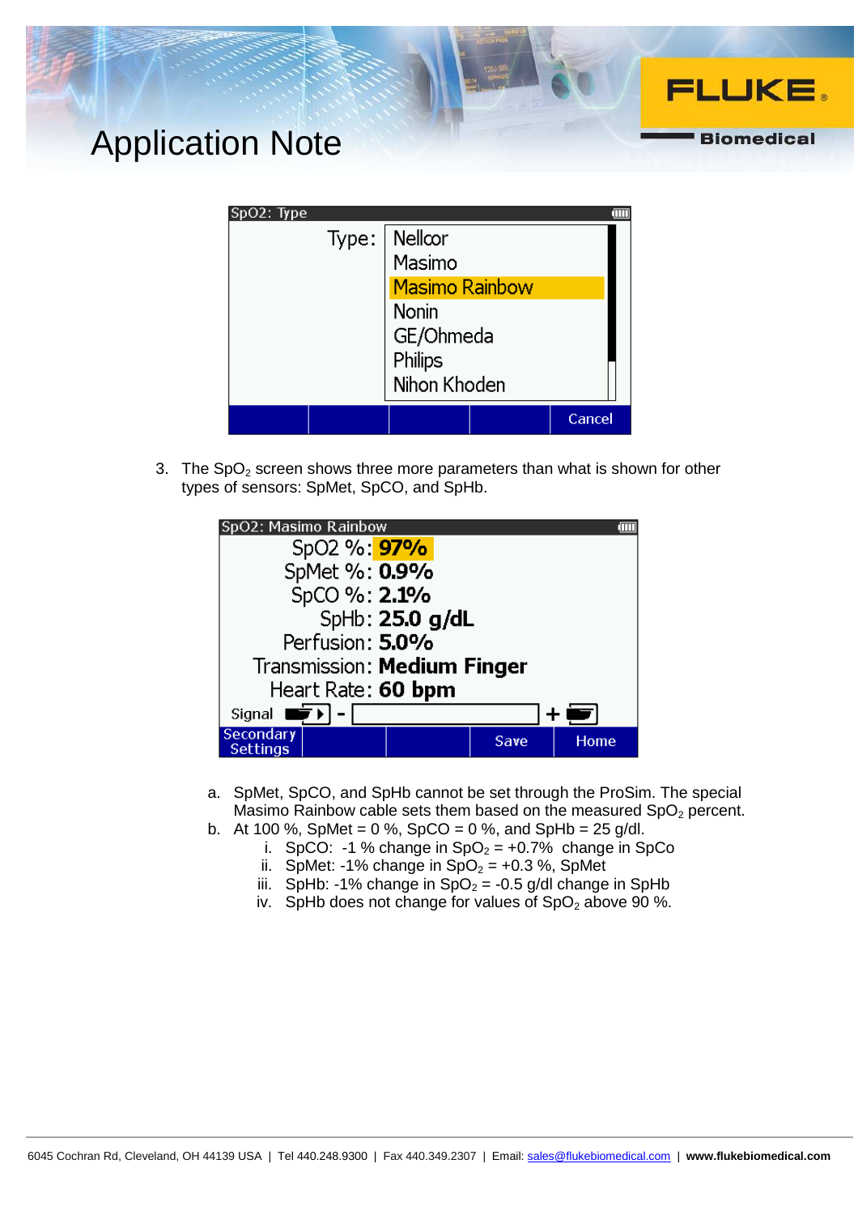SpO2: Type

Type: Nellcor
Masimo
Masimo Rainbow
Nonin
GE/Ohmeda
Philips
Nihon Khoden

Cancel

3. The $SpO_2$ screen shows three more parameters than what is shown for other types of sensors: SpMet, SpCO, and SpHb.

SpO2: Masimo Rainbow

SpO2 %: 97%
SpMet %: 0.9%
SpCO %: 2.1%
SpHb: 25.0 g/dL
Perfusion: 5.0%
Transmission: Medium Finger
Heart Rate: 60 bpm
Signal - +

Secondary Settings | Save | Home

   a. SpMet, SpCO, and SpHb cannot be set through the ProSim. The special Masimo Rainbow cable sets them based on the measured $SpO_2$ percent.
   b. At 100 %, SpMet = 0 %, SpCO = 0 %, and SpHb = 25 g/dl.
      i. SpCO: -1 % change in $SpO_2$ = +0.7% change in SpCo
      ii. SpMet: -1% change in $SpO_2$ = +0.3 %, SpMet
      iii. SpHb: -1% change in $SpO_2$ = -0.5 g/dl change in SpHb
      iv. SpHb does not change for values of $SpO_2$ above 90 %.